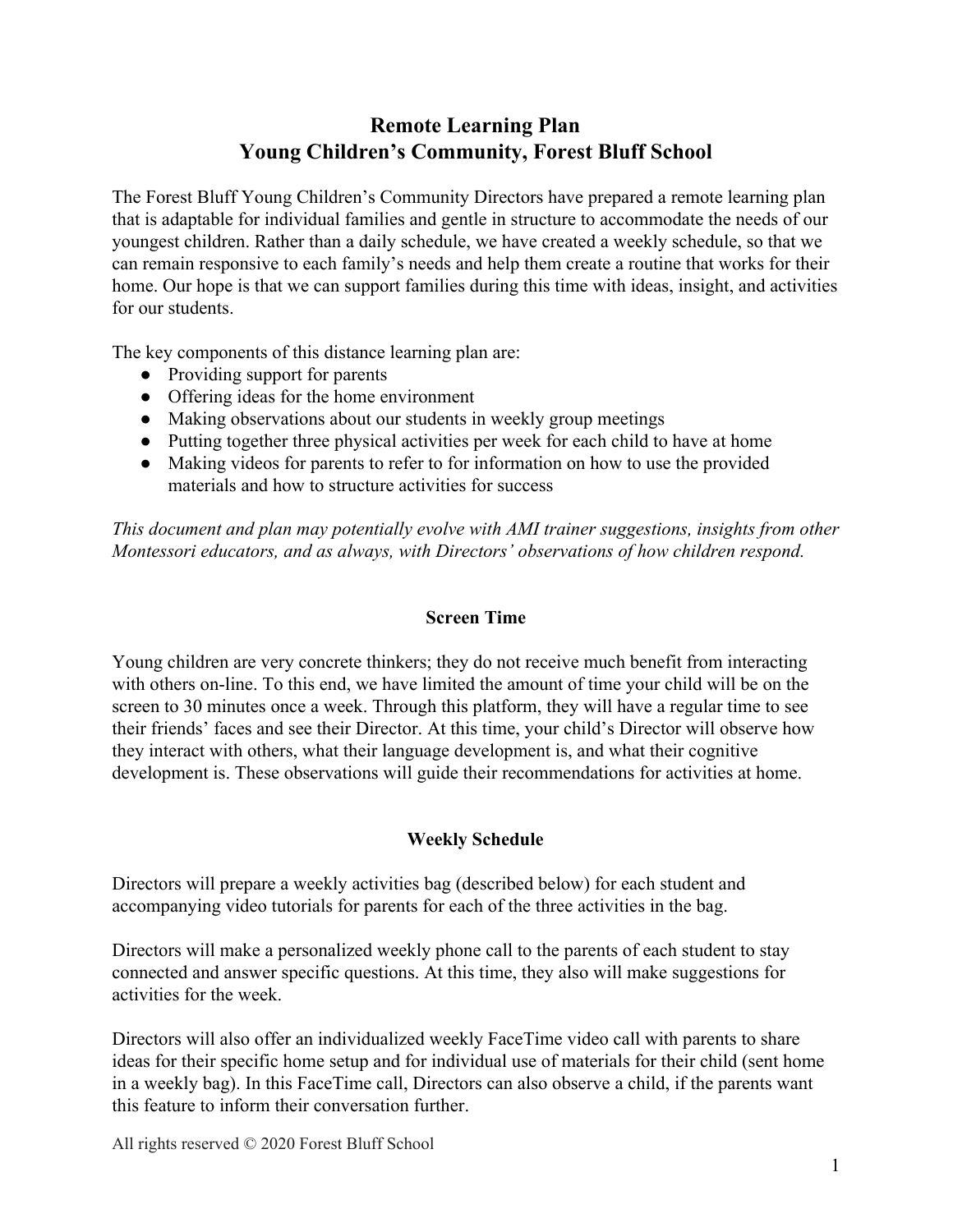# Remote Learning Plan
# Young Children's Community, Forest Bluff School

The Forest Bluff Young Children's Community Directors have prepared a remote learning plan that is adaptable for individual families and gentle in structure to accommodate the needs of our youngest children. Rather than a daily schedule, we have created a weekly schedule, so that we can remain responsive to each family's needs and help them create a routine that works for their home. Our hope is that we can support families during this time with ideas, insight, and activities for our students.

The key components of this distance learning plan are:

- Providing support for parents
- Offering ideas for the home environment
- Making observations about our students in weekly group meetings
- Putting together three physical activities per week for each child to have at home
- Making videos for parents to refer to for information on how to use the provided materials and how to structure activities for success

*This document and plan may potentially evolve with AMI trainer suggestions, insights from other Montessori educators, and as always, with Directors' observations of how children respond.*

## Screen Time

Young children are very concrete thinkers; they do not receive much benefit from interacting with others on-line. To this end, we have limited the amount of time your child will be on the screen to 30 minutes once a week. Through this platform, they will have a regular time to see their friends' faces and see their Director. At this time, your child's Director will observe how they interact with others, what their language development is, and what their cognitive development is. These observations will guide their recommendations for activities at home.

## Weekly Schedule

Directors will prepare a weekly activities bag (described below) for each student and accompanying video tutorials for parents for each of the three activities in the bag.

Directors will make a personalized weekly phone call to the parents of each student to stay connected and answer specific questions. At this time, they also will make suggestions for activities for the week.

Directors will also offer an individualized weekly FaceTime video call with parents to share ideas for their specific home setup and for individual use of materials for their child (sent home in a weekly bag). In this FaceTime call, Directors can also observe a child, if the parents want this feature to inform their conversation further.

All rights reserved © 2020 Forest Bluff School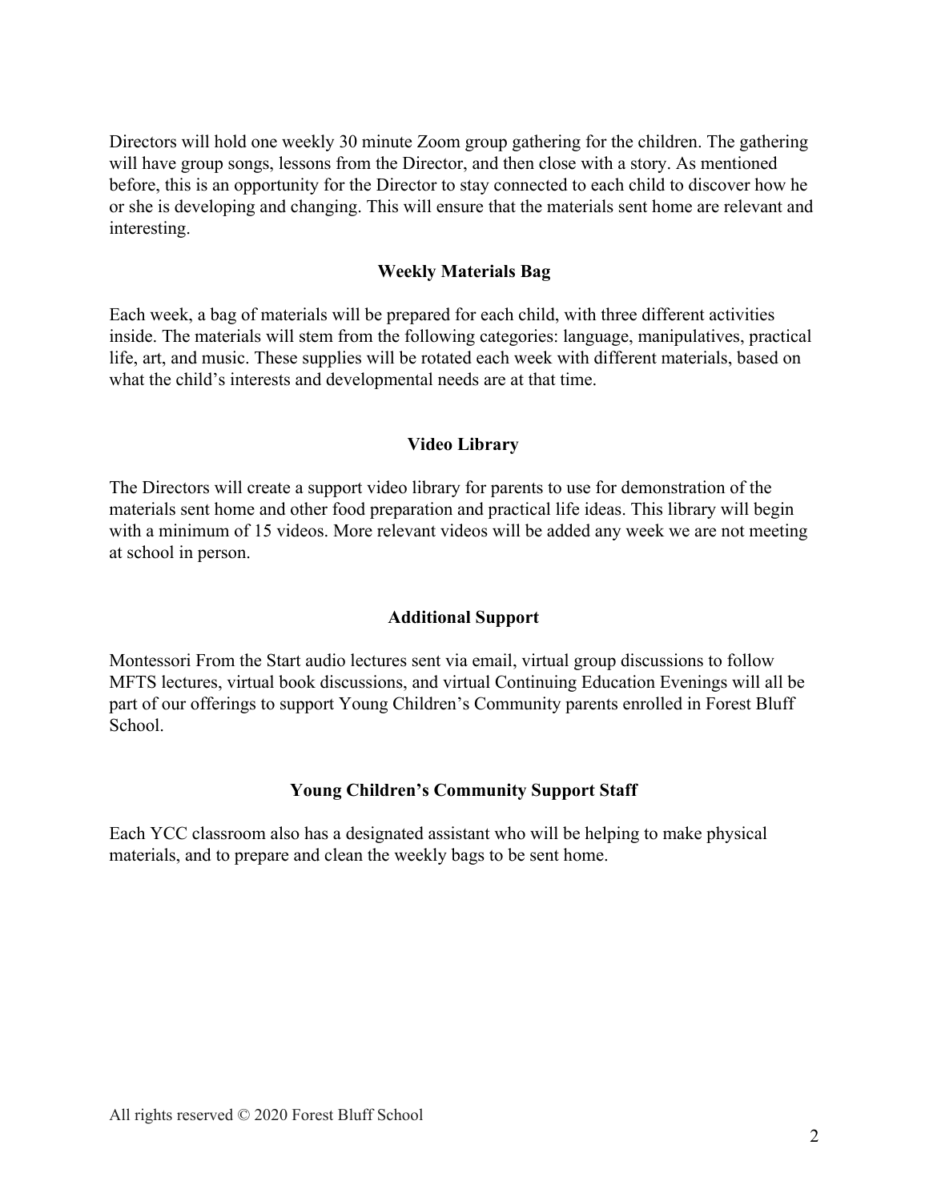Directors will hold one weekly 30 minute Zoom group gathering for the children. The gathering will have group songs, lessons from the Director, and then close with a story. As mentioned before, this is an opportunity for the Director to stay connected to each child to discover how he or she is developing and changing. This will ensure that the materials sent home are relevant and interesting.

### Weekly Materials Bag

Each week, a bag of materials will be prepared for each child, with three different activities inside. The materials will stem from the following categories: language, manipulatives, practical life, art, and music. These supplies will be rotated each week with different materials, based on what the child's interests and developmental needs are at that time.

### Video Library

The Directors will create a support video library for parents to use for demonstration of the materials sent home and other food preparation and practical life ideas. This library will begin with a minimum of 15 videos. More relevant videos will be added any week we are not meeting at school in person.

### Additional Support

Montessori From the Start audio lectures sent via email, virtual group discussions to follow MFTS lectures, virtual book discussions, and virtual Continuing Education Evenings will all be part of our offerings to support Young Children's Community parents enrolled in Forest Bluff School.

### Young Children's Community Support Staff

Each YCC classroom also has a designated assistant who will be helping to make physical materials, and to prepare and clean the weekly bags to be sent home.

All rights reserved © 2020 Forest Bluff School